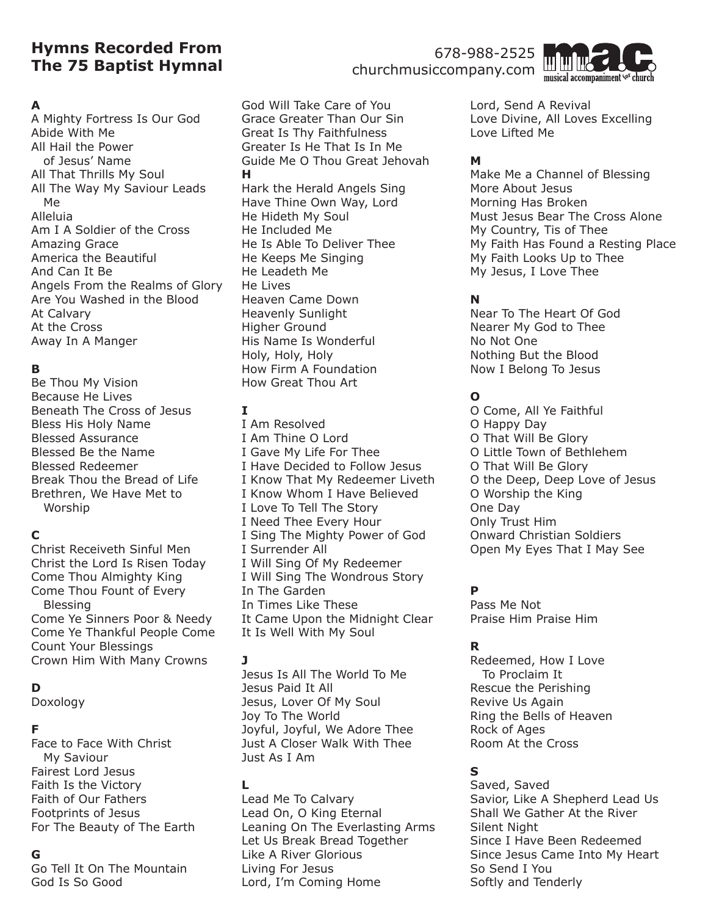# Hymns Recorded From The 75 Baptist Hymnal

678-988-2525
churchmusiccompany.com

m.a.c. musical accompaniment for church

**A**

A Mighty Fortress Is Our God
Abide With Me
All Hail the Power of Jesus' Name
All That Thrills My Soul
All The Way My Saviour Leads Me
Alleluia
Am I A Soldier of the Cross
Amazing Grace
America the Beautiful
And Can It Be
Angels From the Realms of Glory
Are You Washed in the Blood
At Calvary
At the Cross
Away In A Manger

**B**

Be Thou My Vision
Because He Lives
Beneath The Cross of Jesus
Bless His Holy Name
Blessed Assurance
Blessed Be the Name
Blessed Redeemer
Break Thou the Bread of Life
Brethren, We Have Met to Worship

**C**

Christ Receiveth Sinful Men
Christ the Lord Is Risen Today
Come Thou Almighty King
Come Thou Fount of Every Blessing
Come Ye Sinners Poor & Needy
Come Ye Thankful People Come
Count Your Blessings
Crown Him With Many Crowns

**D**

Doxology

**F**

Face to Face With Christ My Saviour
Fairest Lord Jesus
Faith Is the Victory
Faith of Our Fathers
Footprints of Jesus
For The Beauty of The Earth

**G**

Go Tell It On The Mountain
God Is So Good
God Will Take Care of You
Grace Greater Than Our Sin
Great Is Thy Faithfulness
Greater Is He That Is In Me
Guide Me O Thou Great Jehovah

**H**

Hark the Herald Angels Sing
Have Thine Own Way, Lord
He Hideth My Soul
He Included Me
He Is Able To Deliver Thee
He Keeps Me Singing
He Leadeth Me
He Lives
Heaven Came Down
Heavenly Sunlight
Higher Ground
His Name Is Wonderful
Holy, Holy, Holy
How Firm A Foundation
How Great Thou Art

**I**

I Am Resolved
I Am Thine O Lord
I Gave My Life For Thee
I Have Decided to Follow Jesus
I Know That My Redeemer Liveth
I Know Whom I Have Believed
I Love To Tell The Story
I Need Thee Every Hour
I Sing The Mighty Power of God
I Surrender All
I Will Sing Of My Redeemer
I Will Sing The Wondrous Story
In The Garden
In Times Like These
It Came Upon the Midnight Clear
It Is Well With My Soul

**J**

Jesus Is All The World To Me
Jesus Paid It All
Jesus, Lover Of My Soul
Joy To The World
Joyful, Joyful, We Adore Thee
Just A Closer Walk With Thee
Just As I Am

**L**

Lead Me To Calvary
Lead On, O King Eternal
Leaning On The Everlasting Arms
Let Us Break Bread Together
Like A River Glorious
Living For Jesus
Lord, I'm Coming Home
Lord, Send A Revival
Love Divine, All Loves Excelling
Love Lifted Me

**M**

Make Me a Channel of Blessing
More About Jesus
Morning Has Broken
Must Jesus Bear The Cross Alone
My Country, Tis of Thee
My Faith Has Found a Resting Place
My Faith Looks Up to Thee
My Jesus, I Love Thee

**N**

Near To The Heart Of God
Nearer My God to Thee
No Not One
Nothing But the Blood
Now I Belong To Jesus

**O**

O Come, All Ye Faithful
O Happy Day
O That Will Be Glory
O Little Town of Bethlehem
O That Will Be Glory
O the Deep, Deep Love of Jesus
O Worship the King
One Day
Only Trust Him
Onward Christian Soldiers
Open My Eyes That I May See

**P**

Pass Me Not
Praise Him Praise Him

**R**

Redeemed, How I Love To Proclaim It
Rescue the Perishing
Revive Us Again
Ring the Bells of Heaven
Rock of Ages
Room At the Cross

**S**

Saved, Saved
Savior, Like A Shepherd Lead Us
Shall We Gather At the River
Silent Night
Since I Have Been Redeemed
Since Jesus Came Into My Heart
So Send I You
Softly and Tenderly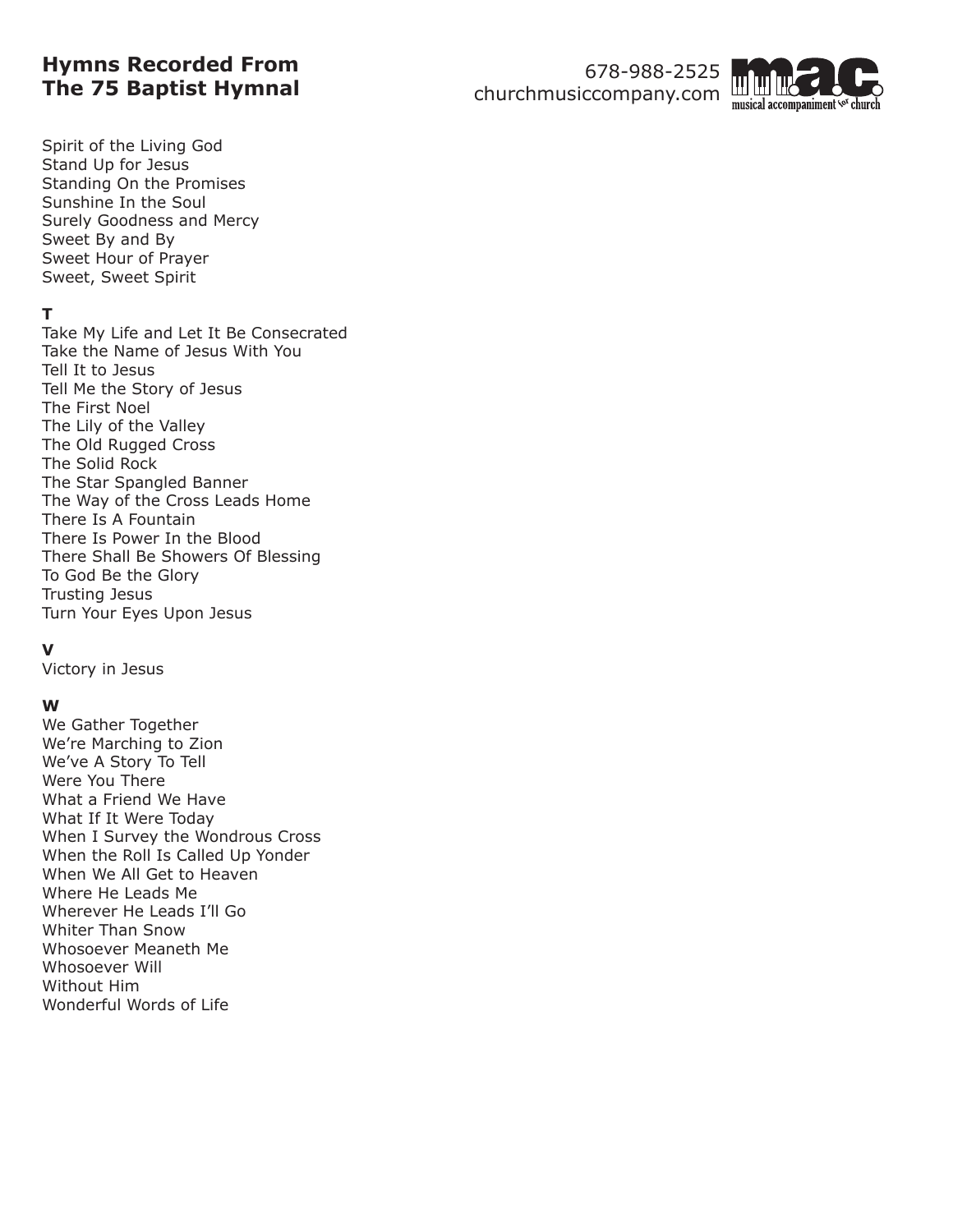Spirit of the Living God
Stand Up for Jesus
Standing On the Promises
Sunshine In the Soul
Surely Goodness and Mercy
Sweet By and By
Sweet Hour of Prayer
Sweet, Sweet Spirit

**T**

Take My Life and Let It Be Consecrated
Take the Name of Jesus With You
Tell It to Jesus
Tell Me the Story of Jesus
The First Noel
The Lily of the Valley
The Old Rugged Cross
The Solid Rock
The Star Spangled Banner
The Way of the Cross Leads Home
There Is A Fountain
There Is Power In the Blood
There Shall Be Showers Of Blessing
To God Be the Glory
Trusting Jesus
Turn Your Eyes Upon Jesus

**V**

Victory in Jesus

**W**

We Gather Together
We're Marching to Zion
We've A Story To Tell
Were You There
What a Friend We Have
What If It Were Today
When I Survey the Wondrous Cross
When the Roll Is Called Up Yonder
When We All Get to Heaven
Where He Leads Me
Wherever He Leads I'll Go
Whiter Than Snow
Whosoever Meaneth Me
Whosoever Will
Without Him
Wonderful Words of Life